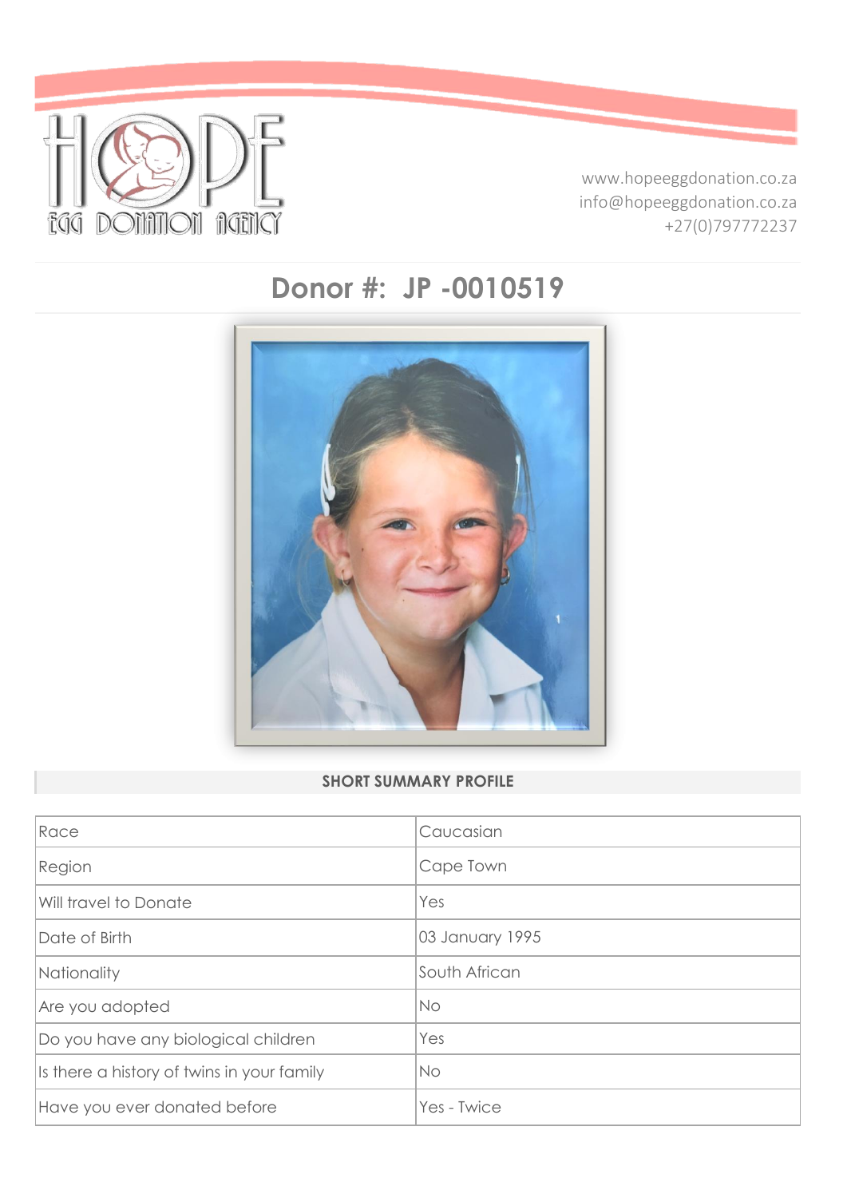HOPE EGG DONATION AGENCY

www.hopeeggdonation.co.za
info@hopeeggdonation.co.za
+27(0)797772237

# Donor #: JP -0010519

## SHORT SUMMARY PROFILE

| | |
|---|---|
| Race | Caucasian |
| Region | Cape Town |
| Will travel to Donate | Yes |
| Date of Birth | 03 January 1995 |
| Nationality | South African |
| Are you adopted | No |
| Do you have any biological children | Yes |
| Is there a history of twins in your family | No |
| Have you ever donated before | Yes - Twice |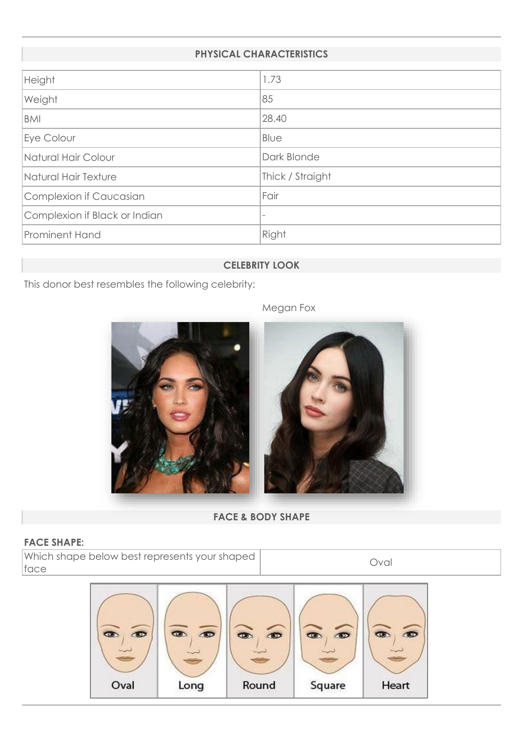## PHYSICAL CHARACTERISTICS

| | |
|---|---|
| Height | 1.73 |
| Weight | 85 |
| BMI | 28.40 |
| Eye Colour | Blue |
| Natural Hair Colour | Dark Blonde |
| Natural Hair Texture | Thick / Straight |
| Complexion if Caucasian | Fair |
| Complexion if Black or Indian | - |
| Prominent Hand | Right |

## CELEBRITY LOOK

This donor best resembles the following celebrity:

Megan Fox

## FACE & BODY SHAPE

**FACE SHAPE:**

| | |
|---|---|
| Which shape below best represents your shaped face | Oval |

Oval | Long | Round | Square | Heart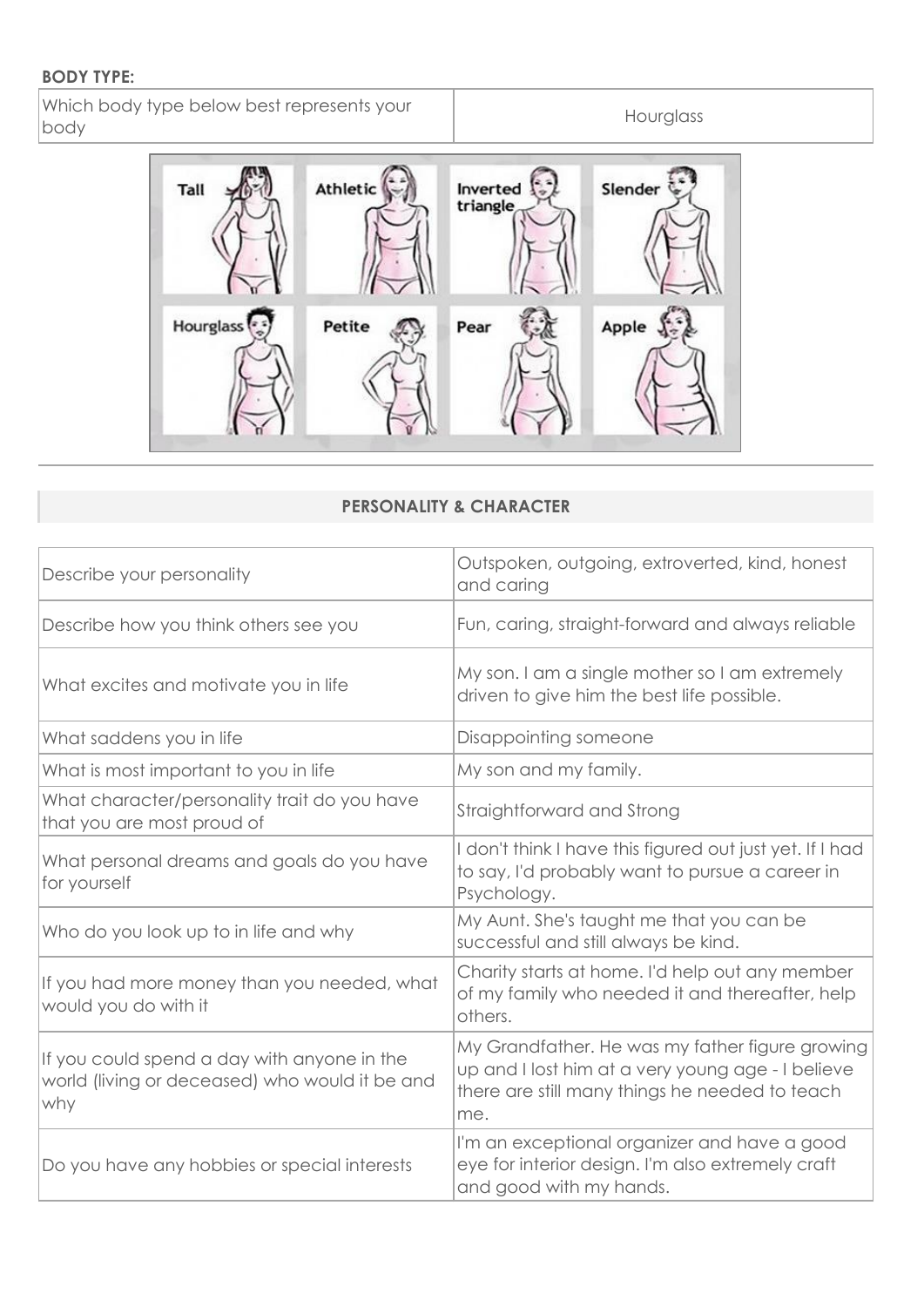**BODY TYPE:**

| Which body type below best represents your body | Hourglass |
|---|---|

Tall | Athletic | Inverted triangle | Slender | Hourglass | Petite | Pear | Apple

## PERSONALITY & CHARACTER

| | |
|---|---|
| Describe your personality | Outspoken, outgoing, extroverted, kind, honest and caring |
| Describe how you think others see you | Fun, caring, straight-forward and always reliable |
| What excites and motivate you in life | My son. I am a single mother so I am extremely driven to give him the best life possible. |
| What saddens you in life | Disappointing someone |
| What is most important to you in life | My son and my family. |
| What character/personality trait do you have that you are most proud of | Straightforward and Strong |
| What personal dreams and goals do you have for yourself | I don't think I have this figured out just yet. If I had to say, I'd probably want to pursue a career in Psychology. |
| Who do you look up to in life and why | My Aunt. She's taught me that you can be successful and still always be kind. |
| If you had more money than you needed, what would you do with it | Charity starts at home. I'd help out any member of my family who needed it and thereafter, help others. |
| If you could spend a day with anyone in the world (living or deceased) who would it be and why | My Grandfather. He was my father figure growing up and I lost him at a very young age - I believe there are still many things he needed to teach me. |
| Do you have any hobbies or special interests | I'm an exceptional organizer and have a good eye for interior design. I'm also extremely craft and good with my hands. |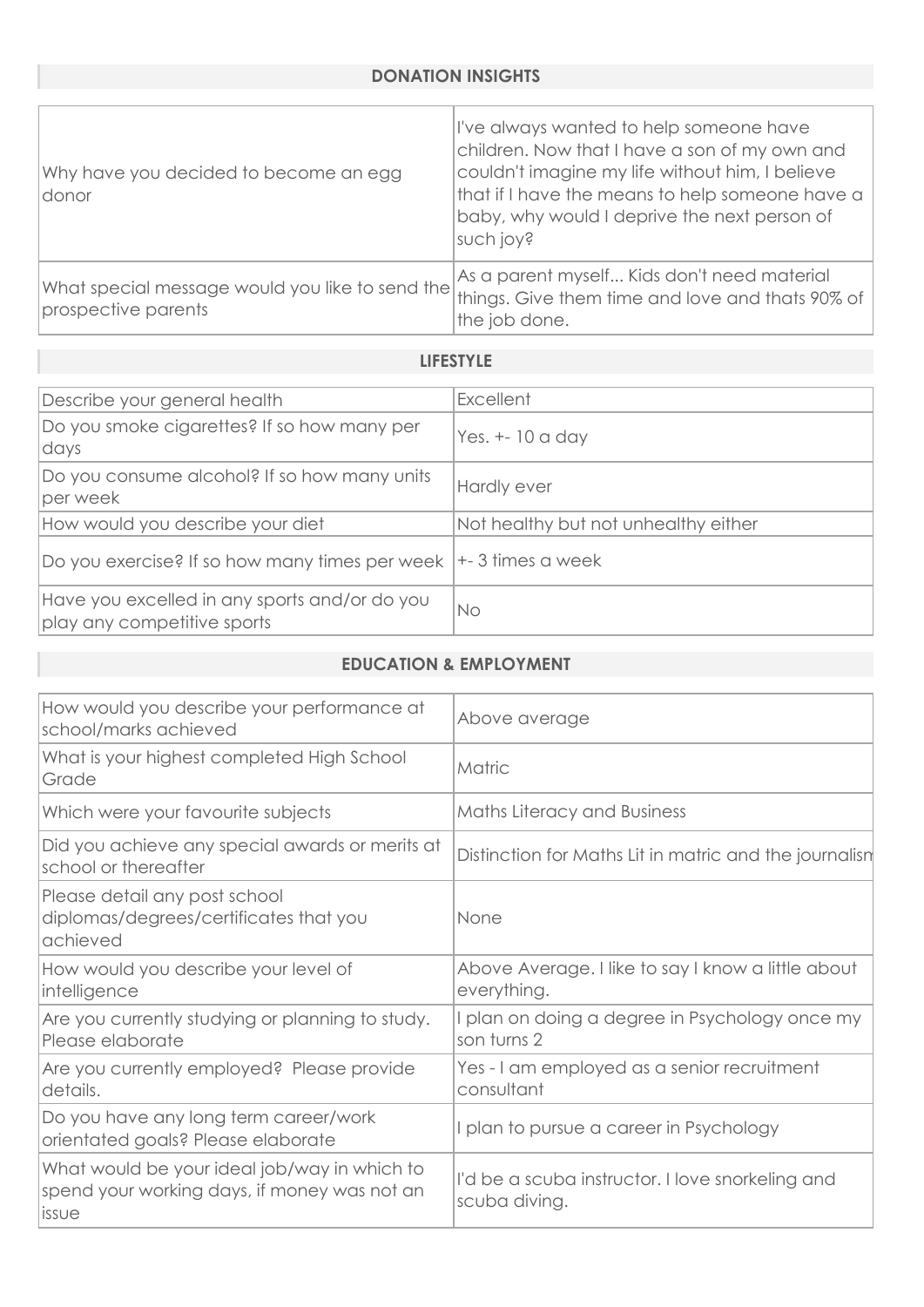## DONATION INSIGHTS

| | |
|---|---|
| Why have you decided to become an egg donor | I've always wanted to help someone have children. Now that I have a son of my own and couldn't imagine my life without him, I believe that if I have the means to help someone have a baby, why would I deprive the next person of such joy? |
| What special message would you like to send the prospective parents | As a parent myself... Kids don't need material things. Give them time and love and thats 90% of the job done. |

## LIFESTYLE

| | |
|---|---|
| Describe your general health | Excellent |
| Do you smoke cigarettes? If so how many per days | Yes. +- 10 a day |
| Do you consume alcohol? If so how many units per week | Hardly ever |
| How would you describe your diet | Not healthy but not unhealthy either |
| Do you exercise? If so how many times per week | +- 3 times a week |
| Have you excelled in any sports and/or do you play any competitive sports | No |

## EDUCATION & EMPLOYMENT

| | |
|---|---|
| How would you describe your performance at school/marks achieved | Above average |
| What is your highest completed High School Grade | Matric |
| Which were your favourite subjects | Maths Literacy and Business |
| Did you achieve any special awards or merits at school or thereafter | Distinction for Maths Lit in matric and the journalism |
| Please detail any post school diplomas/degrees/certificates that you achieved | None |
| How would you describe your level of intelligence | Above Average. I like to say I know a little about everything. |
| Are you currently studying or planning to study. Please elaborate | I plan on doing a degree in Psychology once my son turns 2 |
| Are you currently employed? Please provide details. | Yes - I am employed as a senior recruitment consultant |
| Do you have any long term career/work orientated goals? Please elaborate | I plan to pursue a career in Psychology |
| What would be your ideal job/way in which to spend your working days, if money was not an issue | I'd be a scuba instructor. I love snorkeling and scuba diving. |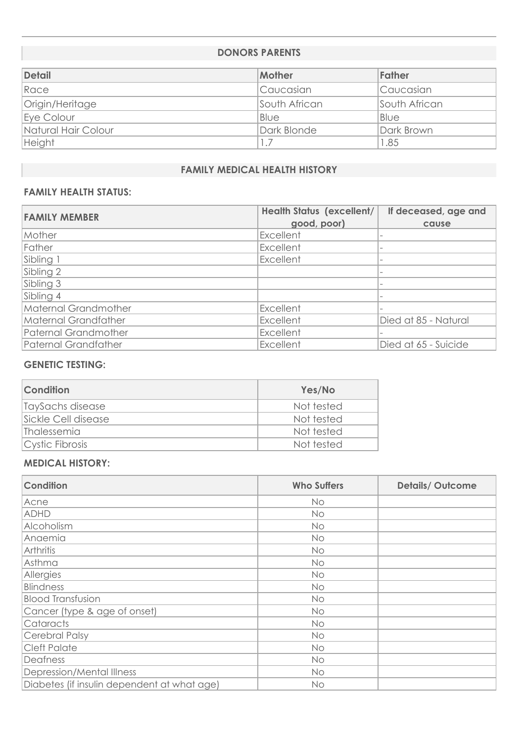## DONORS PARENTS

| Detail | Mother | Father |
|---|---|---|
| Race | Caucasian | Caucasian |
| Origin/Heritage | South African | South African |
| Eye Colour | Blue | Blue |
| Natural Hair Colour | Dark Blonde | Dark Brown |
| Height | 1.7 | 1.85 |

## FAMILY MEDICAL HEALTH HISTORY

### FAMILY HEALTH STATUS:

| FAMILY MEMBER | Health Status (excellent/ good, poor) | If deceased, age and cause |
|---|---|---|
| Mother | Excellent | - |
| Father | Excellent | - |
| Sibling 1 | Excellent | - |
| Sibling 2 | | - |
| Sibling 3 | | - |
| Sibling 4 | | - |
| Maternal Grandmother | Excellent | - |
| Maternal Grandfather | Excellent | Died at 85 - Natural |
| Paternal Grandmother | Excellent | - |
| Paternal Grandfather | Excellent | Died at 65 - Suicide |

### GENETIC TESTING:

| Condition | Yes/No |
|---|---|
| TaySachs disease | Not tested |
| Sickle Cell disease | Not tested |
| Thalessemia | Not tested |
| Cystic Fibrosis | Not tested |

### MEDICAL HISTORY:

| Condition | Who Suffers | Details/ Outcome |
|---|---|---|
| Acne | No | |
| ADHD | No | |
| Alcoholism | No | |
| Anaemia | No | |
| Arthritis | No | |
| Asthma | No | |
| Allergies | No | |
| Blindness | No | |
| Blood Transfusion | No | |
| Cancer (type & age of onset) | No | |
| Cataracts | No | |
| Cerebral Palsy | No | |
| Cleft Palate | No | |
| Deafness | No | |
| Depression/Mental Illness | No | |
| Diabetes (if insulin dependent at what age) | No | |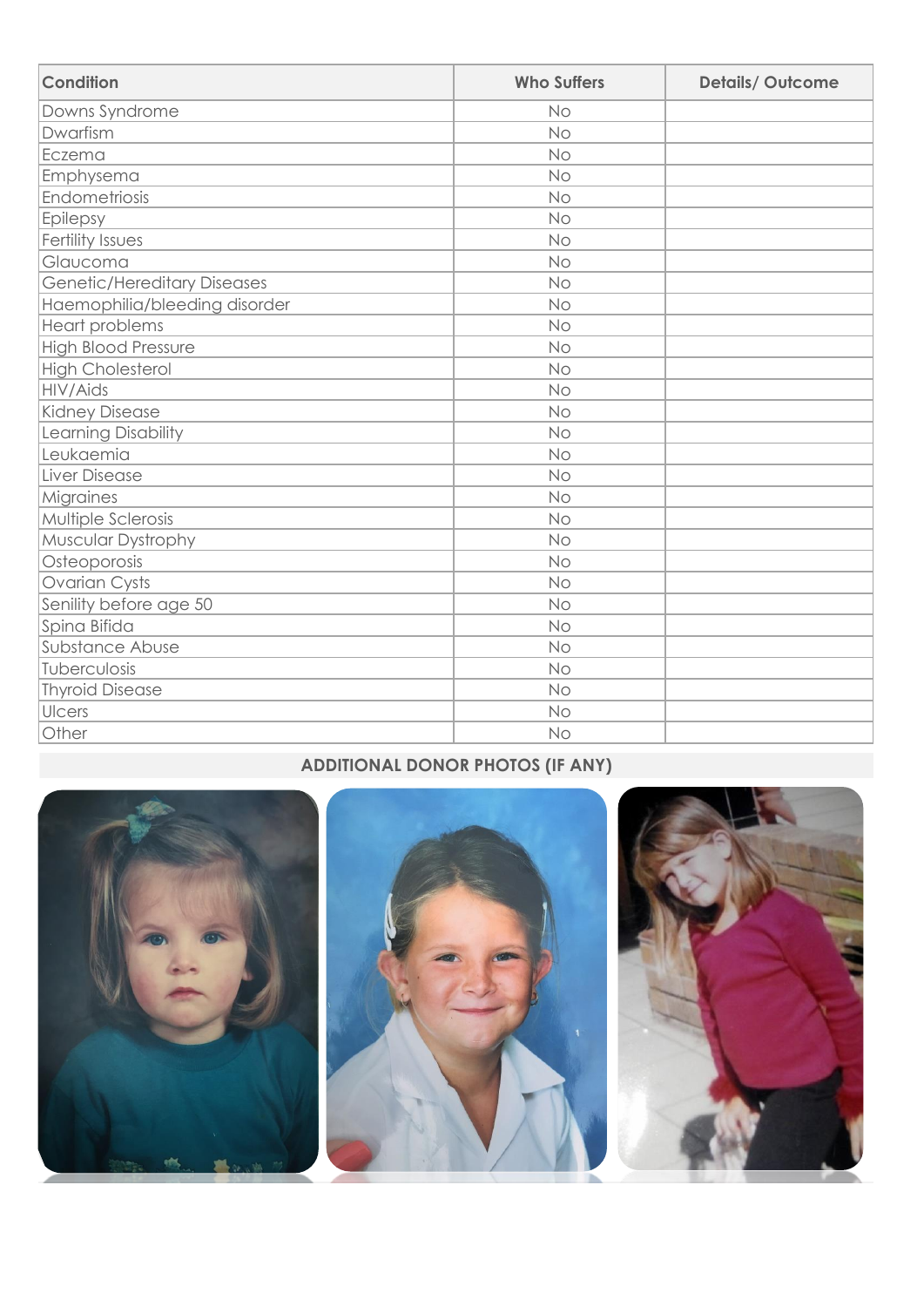| Condition | Who Suffers | Details/ Outcome |
|---|---|---|
| Downs Syndrome | No | |
| Dwarfism | No | |
| Eczema | No | |
| Emphysema | No | |
| Endometriosis | No | |
| Epilepsy | No | |
| Fertility Issues | No | |
| Glaucoma | No | |
| Genetic/Hereditary Diseases | No | |
| Haemophilia/bleeding disorder | No | |
| Heart problems | No | |
| High Blood Pressure | No | |
| High Cholesterol | No | |
| HIV/Aids | No | |
| Kidney Disease | No | |
| Learning Disability | No | |
| Leukaemia | No | |
| Liver Disease | No | |
| Migraines | No | |
| Multiple Sclerosis | No | |
| Muscular Dystrophy | No | |
| Osteoporosis | No | |
| Ovarian Cysts | No | |
| Senility before age 50 | No | |
| Spina Bifida | No | |
| Substance Abuse | No | |
| Tuberculosis | No | |
| Thyroid Disease | No | |
| Ulcers | No | |
| Other | No | |

## ADDITIONAL DONOR PHOTOS (IF ANY)